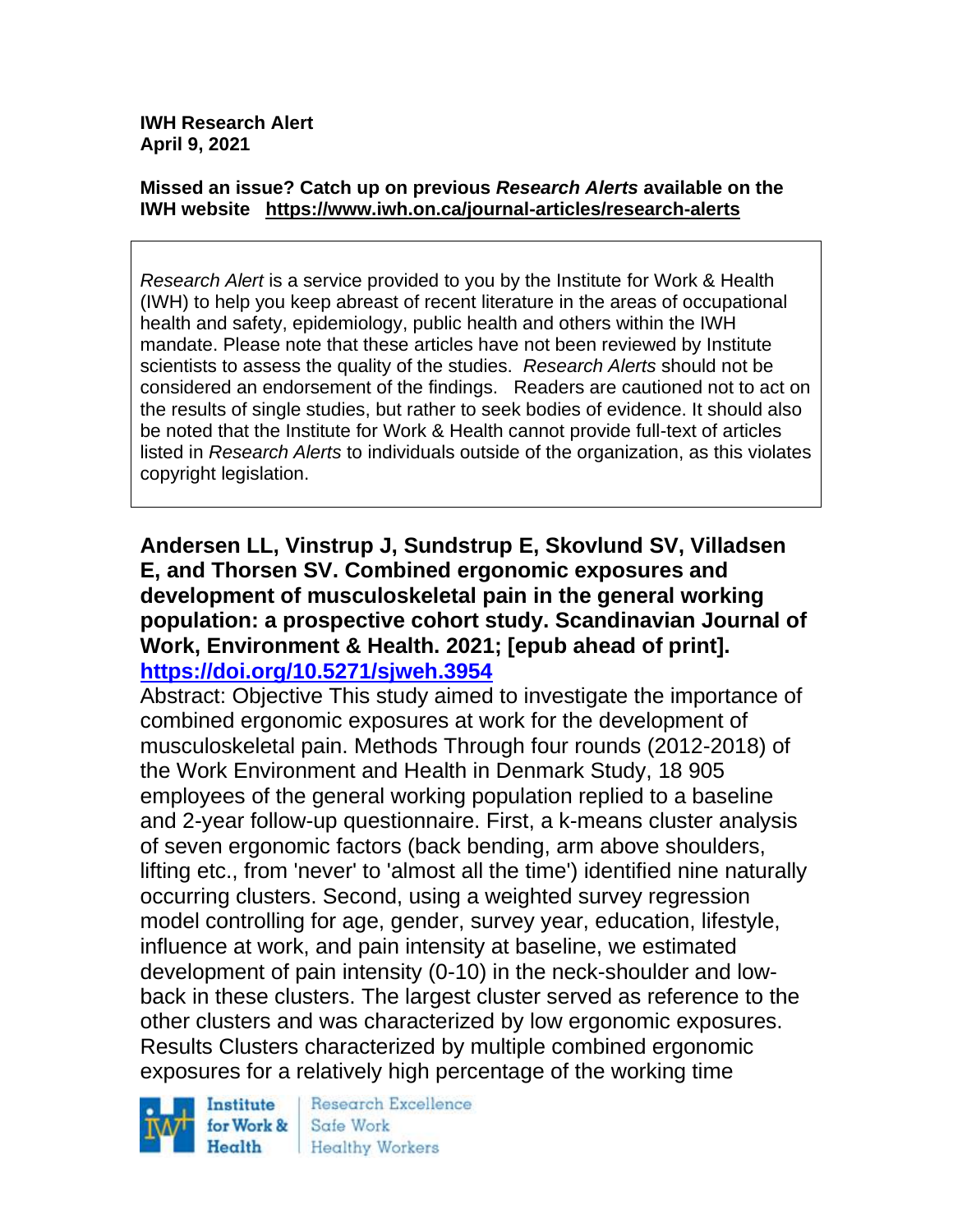**IWH Research Alert**
**April 9, 2021**

**Missed an issue? Catch up on previous *Research Alerts* available on the IWH website https://www.iwh.on.ca/journal-articles/research-alerts**

*Research Alert* is a service provided to you by the Institute for Work & Health (IWH) to help you keep abreast of recent literature in the areas of occupational health and safety, epidemiology, public health and others within the IWH mandate. Please note that these articles have not been reviewed by Institute scientists to assess the quality of the studies. *Research Alerts* should not be considered an endorsement of the findings. Readers are cautioned not to act on the results of single studies, but rather to seek bodies of evidence. It should also be noted that the Institute for Work & Health cannot provide full-text of articles listed in *Research Alerts* to individuals outside of the organization, as this violates copyright legislation.

**Andersen LL, Vinstrup J, Sundstrup E, Skovlund SV, Villadsen E, and Thorsen SV. Combined ergonomic exposures and development of musculoskeletal pain in the general working population: a prospective cohort study. Scandinavian Journal of Work, Environment & Health. 2021; [epub ahead of print]. https://doi.org/10.5271/sjweh.3954**

Abstract: Objective This study aimed to investigate the importance of combined ergonomic exposures at work for the development of musculoskeletal pain. Methods Through four rounds (2012-2018) of the Work Environment and Health in Denmark Study, 18 905 employees of the general working population replied to a baseline and 2-year follow-up questionnaire. First, a k-means cluster analysis of seven ergonomic factors (back bending, arm above shoulders, lifting etc., from 'never' to 'almost all the time') identified nine naturally occurring clusters. Second, using a weighted survey regression model controlling for age, gender, survey year, education, lifestyle, influence at work, and pain intensity at baseline, we estimated development of pain intensity (0-10) in the neck-shoulder and low-back in these clusters. The largest cluster served as reference to the other clusters and was characterized by low ergonomic exposures. Results Clusters characterized by multiple combined ergonomic exposures for a relatively high percentage of the working time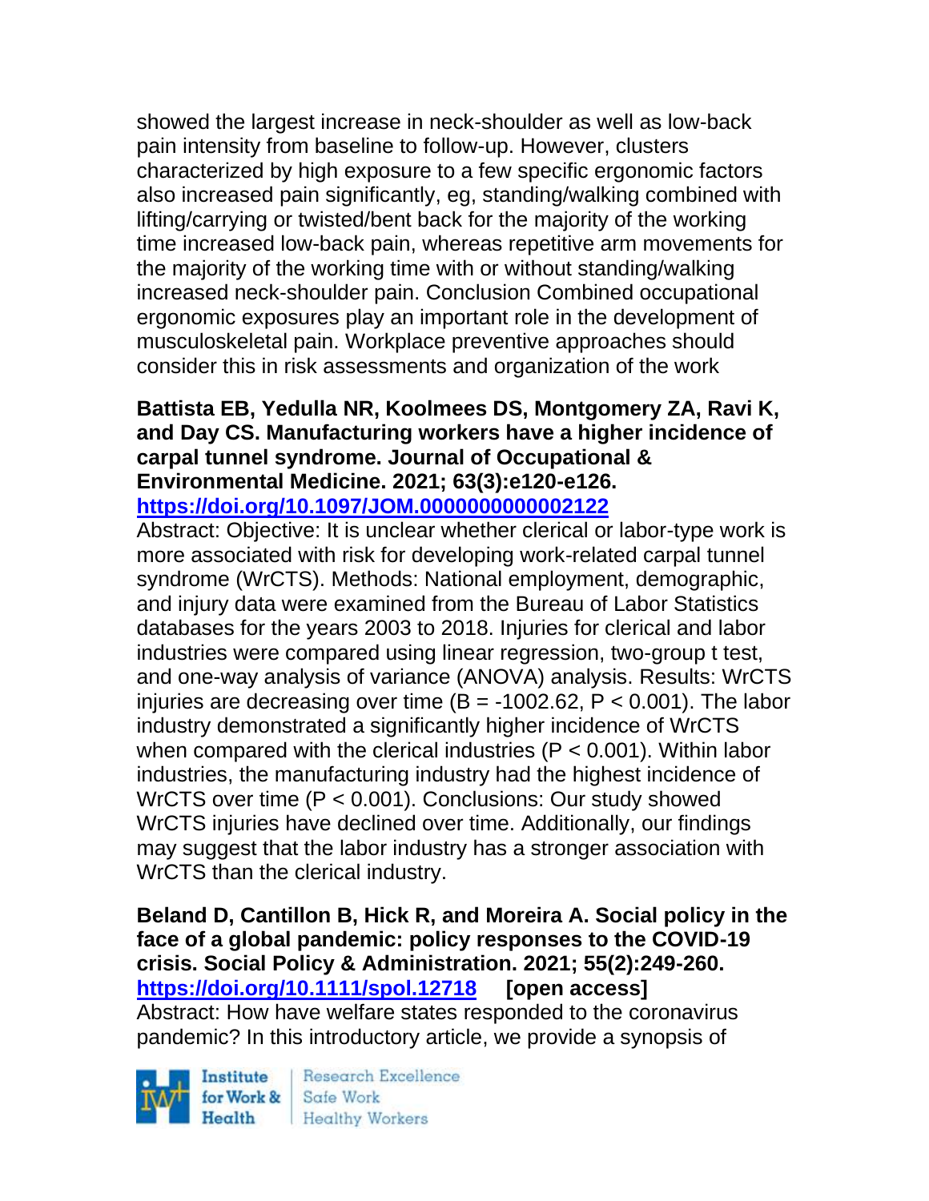showed the largest increase in neck-shoulder as well as low-back pain intensity from baseline to follow-up. However, clusters characterized by high exposure to a few specific ergonomic factors also increased pain significantly, eg, standing/walking combined with lifting/carrying or twisted/bent back for the majority of the working time increased low-back pain, whereas repetitive arm movements for the majority of the working time with or without standing/walking increased neck-shoulder pain. Conclusion Combined occupational ergonomic exposures play an important role in the development of musculoskeletal pain. Workplace preventive approaches should consider this in risk assessments and organization of the work

**Battista EB, Yedulla NR, Koolmees DS, Montgomery ZA, Ravi K, and Day CS. Manufacturing workers have a higher incidence of carpal tunnel syndrome. Journal of Occupational & Environmental Medicine. 2021; 63(3):e120-e126. https://doi.org/10.1097/JOM.0000000000002122**

Abstract: Objective: It is unclear whether clerical or labor-type work is more associated with risk for developing work-related carpal tunnel syndrome (WrCTS). Methods: National employment, demographic, and injury data were examined from the Bureau of Labor Statistics databases for the years 2003 to 2018. Injuries for clerical and labor industries were compared using linear regression, two-group t test, and one-way analysis of variance (ANOVA) analysis. Results: WrCTS injuries are decreasing over time ($B = -1002.62$, $P < 0.001$). The labor industry demonstrated a significantly higher incidence of WrCTS when compared with the clerical industries ($P < 0.001$). Within labor industries, the manufacturing industry had the highest incidence of WrCTS over time ($P < 0.001$). Conclusions: Our study showed WrCTS injuries have declined over time. Additionally, our findings may suggest that the labor industry has a stronger association with WrCTS than the clerical industry.

**Beland D, Cantillon B, Hick R, and Moreira A. Social policy in the face of a global pandemic: policy responses to the COVID-19 crisis. Social Policy & Administration. 2021; 55(2):249-260. https://doi.org/10.1111/spol.12718 [open access]**

Abstract: How have welfare states responded to the coronavirus pandemic? In this introductory article, we provide a synopsis of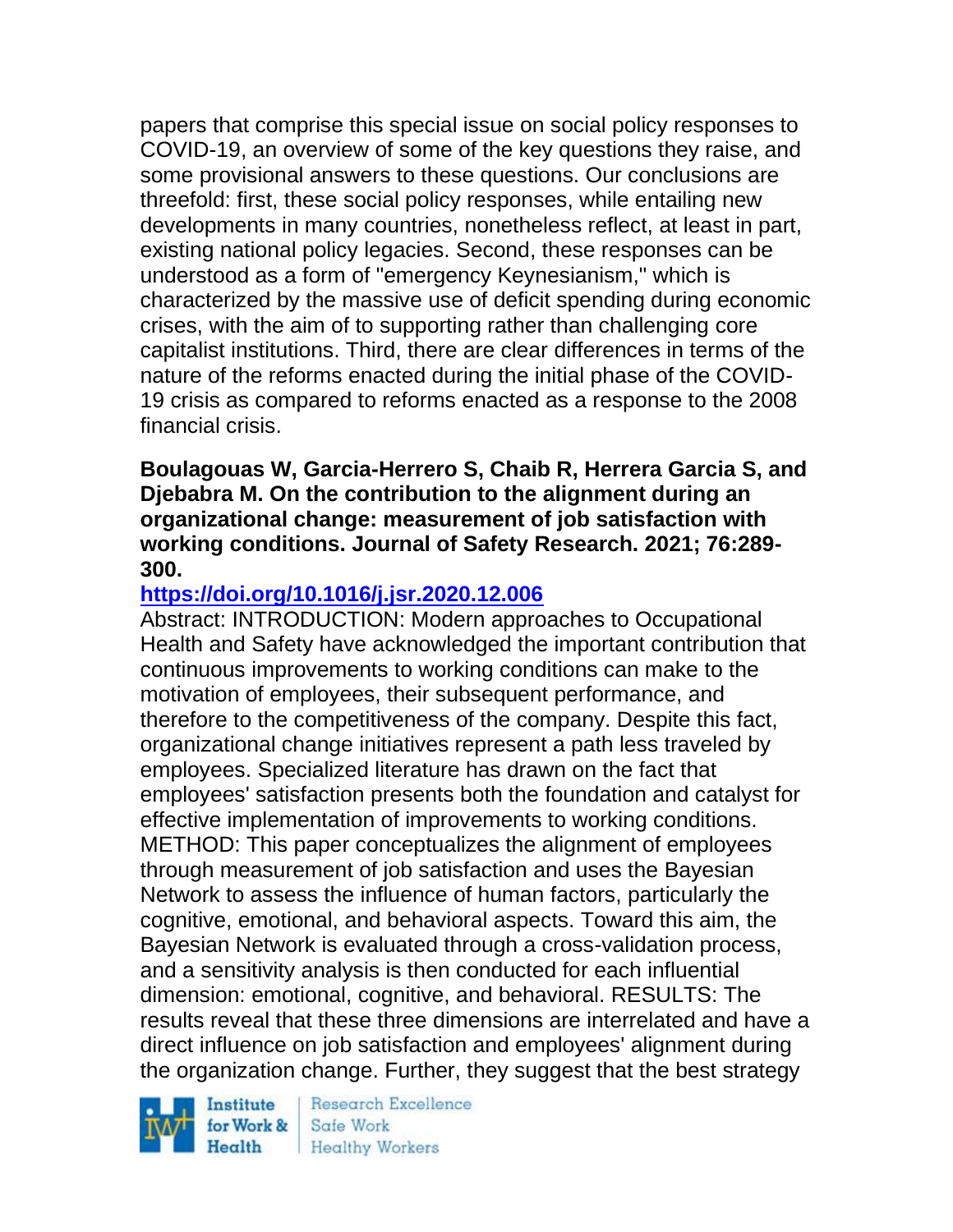papers that comprise this special issue on social policy responses to COVID-19, an overview of some of the key questions they raise, and some provisional answers to these questions. Our conclusions are threefold: first, these social policy responses, while entailing new developments in many countries, nonetheless reflect, at least in part, existing national policy legacies. Second, these responses can be understood as a form of "emergency Keynesianism," which is characterized by the massive use of deficit spending during economic crises, with the aim of to supporting rather than challenging core capitalist institutions. Third, there are clear differences in terms of the nature of the reforms enacted during the initial phase of the COVID-19 crisis as compared to reforms enacted as a response to the 2008 financial crisis.

**Boulagouas W, Garcia-Herrero S, Chaib R, Herrera Garcia S, and Djebabra M. On the contribution to the alignment during an organizational change: measurement of job satisfaction with working conditions. Journal of Safety Research. 2021; 76:289-300.**

**https://doi.org/10.1016/j.jsr.2020.12.006**

Abstract: INTRODUCTION: Modern approaches to Occupational Health and Safety have acknowledged the important contribution that continuous improvements to working conditions can make to the motivation of employees, their subsequent performance, and therefore to the competitiveness of the company. Despite this fact, organizational change initiatives represent a path less traveled by employees. Specialized literature has drawn on the fact that employees' satisfaction presents both the foundation and catalyst for effective implementation of improvements to working conditions. METHOD: This paper conceptualizes the alignment of employees through measurement of job satisfaction and uses the Bayesian Network to assess the influence of human factors, particularly the cognitive, emotional, and behavioral aspects. Toward this aim, the Bayesian Network is evaluated through a cross-validation process, and a sensitivity analysis is then conducted for each influential dimension: emotional, cognitive, and behavioral. RESULTS: The results reveal that these three dimensions are interrelated and have a direct influence on job satisfaction and employees' alignment during the organization change. Further, they suggest that the best strategy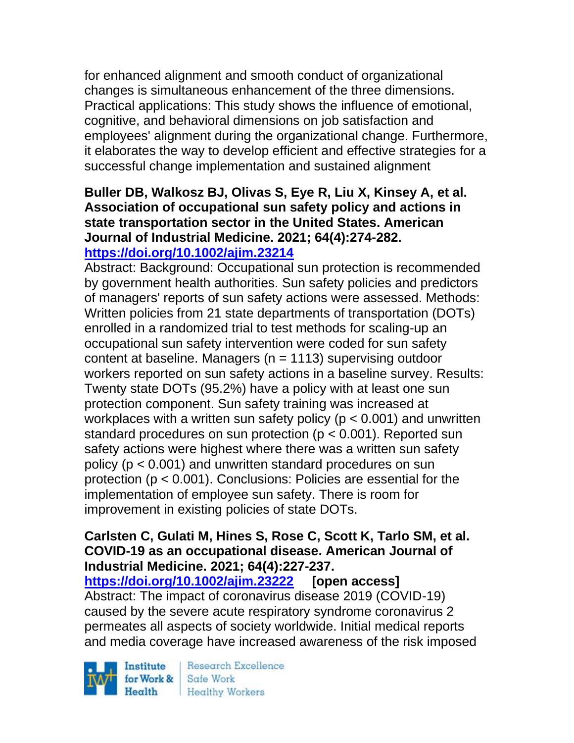for enhanced alignment and smooth conduct of organizational changes is simultaneous enhancement of the three dimensions. Practical applications: This study shows the influence of emotional, cognitive, and behavioral dimensions on job satisfaction and employees' alignment during the organizational change. Furthermore, it elaborates the way to develop efficient and effective strategies for a successful change implementation and sustained alignment

**Buller DB, Walkosz BJ, Olivas S, Eye R, Liu X, Kinsey A, et al. Association of occupational sun safety policy and actions in state transportation sector in the United States. American Journal of Industrial Medicine. 2021; 64(4):274-282.**
**https://doi.org/10.1002/ajim.23214**

Abstract: Background: Occupational sun protection is recommended by government health authorities. Sun safety policies and predictors of managers' reports of sun safety actions were assessed. Methods: Written policies from 21 state departments of transportation (DOTs) enrolled in a randomized trial to test methods for scaling-up an occupational sun safety intervention were coded for sun safety content at baseline. Managers ($n = 1113$) supervising outdoor workers reported on sun safety actions in a baseline survey. Results: Twenty state DOTs (95.2%) have a policy with at least one sun protection component. Sun safety training was increased at workplaces with a written sun safety policy ($p < 0.001$) and unwritten standard procedures on sun protection ($p < 0.001$). Reported sun safety actions were highest where there was a written sun safety policy ($p < 0.001$) and unwritten standard procedures on sun protection ($p < 0.001$). Conclusions: Policies are essential for the implementation of employee sun safety. There is room for improvement in existing policies of state DOTs.

**Carlsten C, Gulati M, Hines S, Rose C, Scott K, Tarlo SM, et al. COVID-19 as an occupational disease. American Journal of Industrial Medicine. 2021; 64(4):227-237.**
**https://doi.org/10.1002/ajim.23222 [open access]**

Abstract: The impact of coronavirus disease 2019 (COVID-19) caused by the severe acute respiratory syndrome coronavirus 2 permeates all aspects of society worldwide. Initial medical reports and media coverage have increased awareness of the risk imposed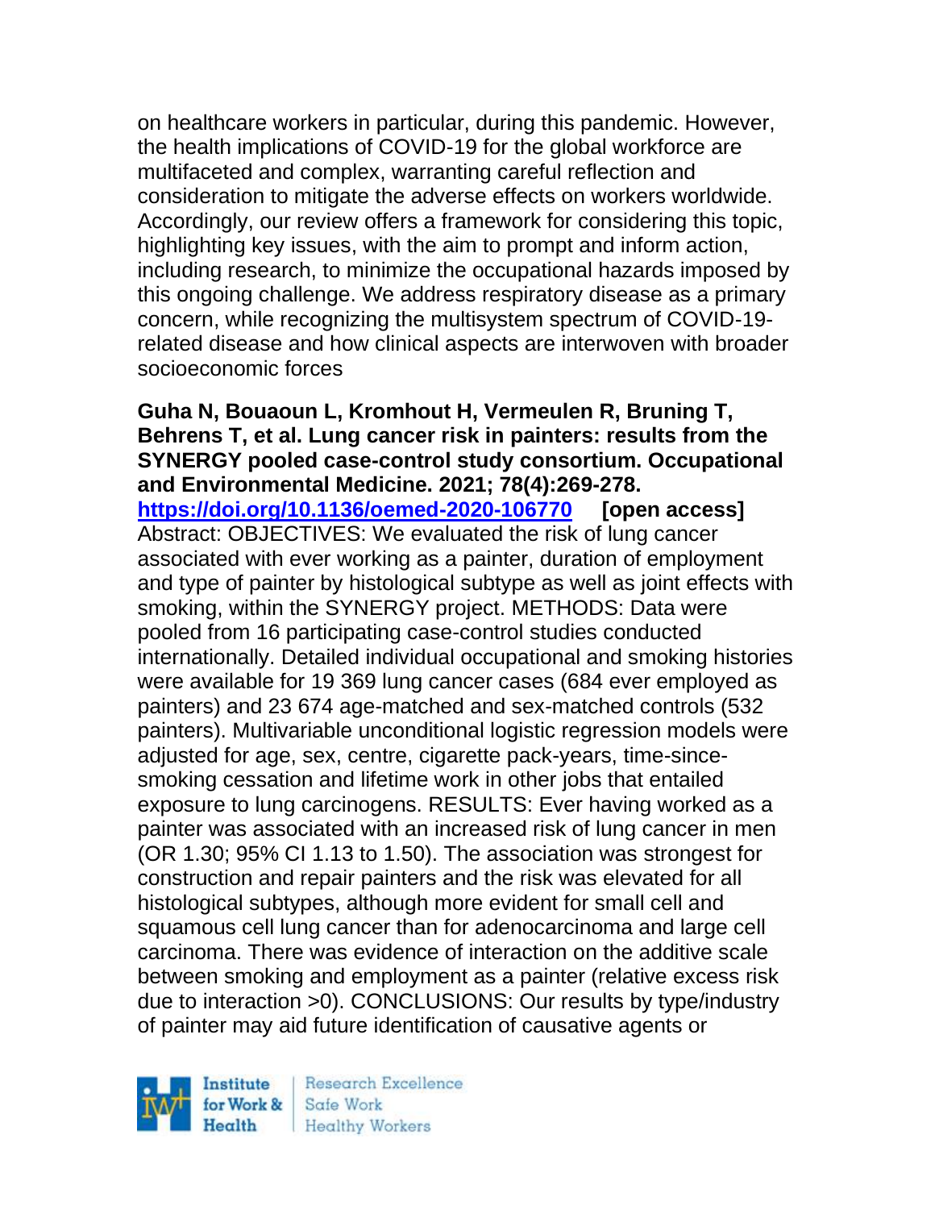on healthcare workers in particular, during this pandemic. However, the health implications of COVID-19 for the global workforce are multifaceted and complex, warranting careful reflection and consideration to mitigate the adverse effects on workers worldwide. Accordingly, our review offers a framework for considering this topic, highlighting key issues, with the aim to prompt and inform action, including research, to minimize the occupational hazards imposed by this ongoing challenge. We address respiratory disease as a primary concern, while recognizing the multisystem spectrum of COVID-19-related disease and how clinical aspects are interwoven with broader socioeconomic forces

**Guha N, Bouaoun L, Kromhout H, Vermeulen R, Bruning T, Behrens T, et al. Lung cancer risk in painters: results from the SYNERGY pooled case-control study consortium. Occupational and Environmental Medicine. 2021; 78(4):269-278. https://doi.org/10.1136/oemed-2020-106770 [open access]**
Abstract: OBJECTIVES: We evaluated the risk of lung cancer associated with ever working as a painter, duration of employment and type of painter by histological subtype as well as joint effects with smoking, within the SYNERGY project. METHODS: Data were pooled from 16 participating case-control studies conducted internationally. Detailed individual occupational and smoking histories were available for 19 369 lung cancer cases (684 ever employed as painters) and 23 674 age-matched and sex-matched controls (532 painters). Multivariable unconditional logistic regression models were adjusted for age, sex, centre, cigarette pack-years, time-since-smoking cessation and lifetime work in other jobs that entailed exposure to lung carcinogens. RESULTS: Ever having worked as a painter was associated with an increased risk of lung cancer in men (OR 1.30; 95% CI 1.13 to 1.50). The association was strongest for construction and repair painters and the risk was elevated for all histological subtypes, although more evident for small cell and squamous cell lung cancer than for adenocarcinoma and large cell carcinoma. There was evidence of interaction on the additive scale between smoking and employment as a painter (relative excess risk due to interaction >0). CONCLUSIONS: Our results by type/industry of painter may aid future identification of causative agents or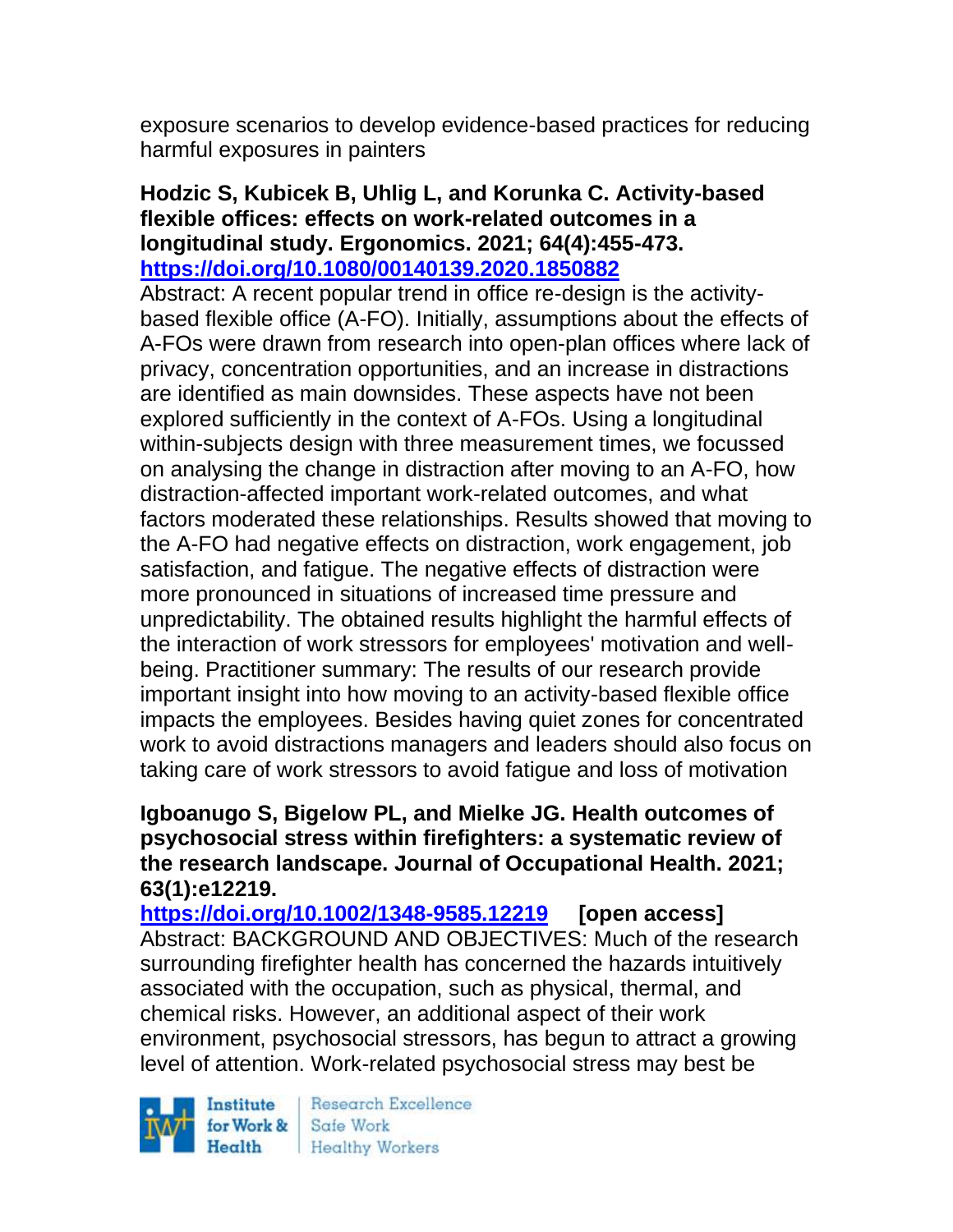exposure scenarios to develop evidence-based practices for reducing harmful exposures in painters

**Hodzic S, Kubicek B, Uhlig L, and Korunka C. Activity-based flexible offices: effects on work-related outcomes in a longitudinal study. Ergonomics. 2021; 64(4):455-473.**
**https://doi.org/10.1080/00140139.2020.1850882**
Abstract: A recent popular trend in office re-design is the activity-based flexible office (A-FO). Initially, assumptions about the effects of A-FOs were drawn from research into open-plan offices where lack of privacy, concentration opportunities, and an increase in distractions are identified as main downsides. These aspects have not been explored sufficiently in the context of A-FOs. Using a longitudinal within-subjects design with three measurement times, we focussed on analysing the change in distraction after moving to an A-FO, how distraction-affected important work-related outcomes, and what factors moderated these relationships. Results showed that moving to the A-FO had negative effects on distraction, work engagement, job satisfaction, and fatigue. The negative effects of distraction were more pronounced in situations of increased time pressure and unpredictability. The obtained results highlight the harmful effects of the interaction of work stressors for employees' motivation and well-being. Practitioner summary: The results of our research provide important insight into how moving to an activity-based flexible office impacts the employees. Besides having quiet zones for concentrated work to avoid distractions managers and leaders should also focus on taking care of work stressors to avoid fatigue and loss of motivation

**Igboanugo S, Bigelow PL, and Mielke JG. Health outcomes of psychosocial stress within firefighters: a systematic review of the research landscape. Journal of Occupational Health. 2021; 63(1):e12219.**
**https://doi.org/10.1002/1348-9585.12219 [open access]**
Abstract: BACKGROUND AND OBJECTIVES: Much of the research surrounding firefighter health has concerned the hazards intuitively associated with the occupation, such as physical, thermal, and chemical risks. However, an additional aspect of their work environment, psychosocial stressors, has begun to attract a growing level of attention. Work-related psychosocial stress may best be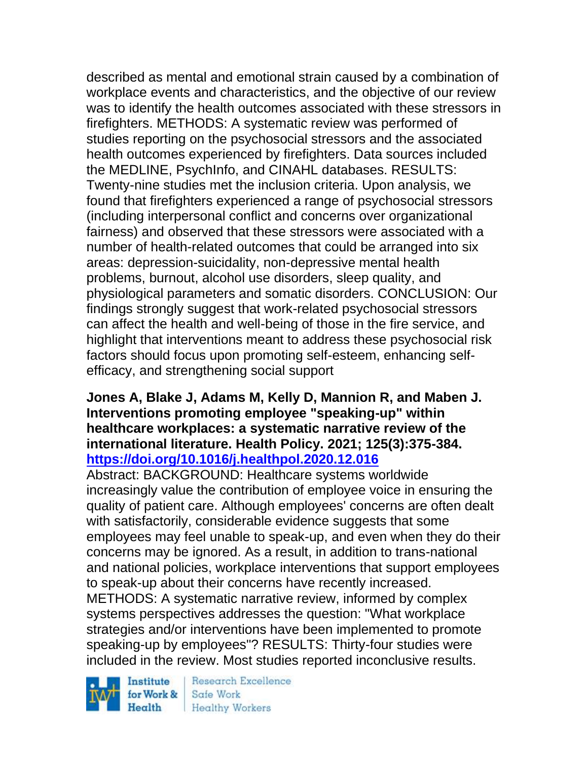described as mental and emotional strain caused by a combination of workplace events and characteristics, and the objective of our review was to identify the health outcomes associated with these stressors in firefighters. METHODS: A systematic review was performed of studies reporting on the psychosocial stressors and the associated health outcomes experienced by firefighters. Data sources included the MEDLINE, PsychInfo, and CINAHL databases. RESULTS: Twenty-nine studies met the inclusion criteria. Upon analysis, we found that firefighters experienced a range of psychosocial stressors (including interpersonal conflict and concerns over organizational fairness) and observed that these stressors were associated with a number of health-related outcomes that could be arranged into six areas: depression-suicidality, non-depressive mental health problems, burnout, alcohol use disorders, sleep quality, and physiological parameters and somatic disorders. CONCLUSION: Our findings strongly suggest that work-related psychosocial stressors can affect the health and well-being of those in the fire service, and highlight that interventions meant to address these psychosocial risk factors should focus upon promoting self-esteem, enhancing self-efficacy, and strengthening social support

**Jones A, Blake J, Adams M, Kelly D, Mannion R, and Maben J. Interventions promoting employee "speaking-up" within healthcare workplaces: a systematic narrative review of the international literature. Health Policy. 2021; 125(3):375-384. https://doi.org/10.1016/j.healthpol.2020.12.016**

Abstract: BACKGROUND: Healthcare systems worldwide increasingly value the contribution of employee voice in ensuring the quality of patient care. Although employees' concerns are often dealt with satisfactorily, considerable evidence suggests that some employees may feel unable to speak-up, and even when they do their concerns may be ignored. As a result, in addition to trans-national and national policies, workplace interventions that support employees to speak-up about their concerns have recently increased. METHODS: A systematic narrative review, informed by complex systems perspectives addresses the question: "What workplace strategies and/or interventions have been implemented to promote speaking-up by employees"? RESULTS: Thirty-four studies were included in the review. Most studies reported inconclusive results.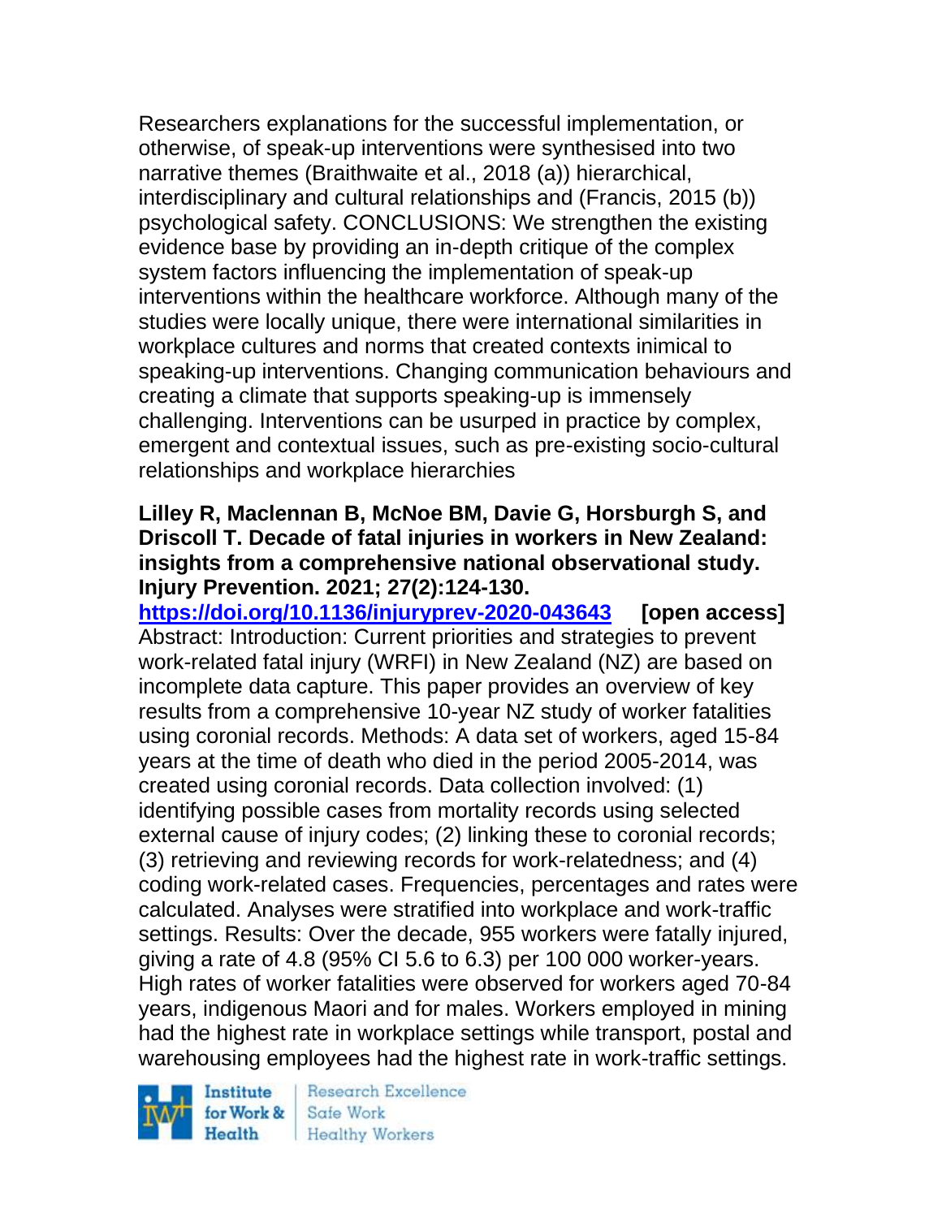Researchers explanations for the successful implementation, or otherwise, of speak-up interventions were synthesised into two narrative themes (Braithwaite et al., 2018 (a)) hierarchical, interdisciplinary and cultural relationships and (Francis, 2015 (b)) psychological safety. CONCLUSIONS: We strengthen the existing evidence base by providing an in-depth critique of the complex system factors influencing the implementation of speak-up interventions within the healthcare workforce. Although many of the studies were locally unique, there were international similarities in workplace cultures and norms that created contexts inimical to speaking-up interventions. Changing communication behaviours and creating a climate that supports speaking-up is immensely challenging. Interventions can be usurped in practice by complex, emergent and contextual issues, such as pre-existing socio-cultural relationships and workplace hierarchies

**Lilley R, Maclennan B, McNoe BM, Davie G, Horsburgh S, and Driscoll T. Decade of fatal injuries in workers in New Zealand: insights from a comprehensive national observational study. Injury Prevention. 2021; 27(2):124-130.**

**https://doi.org/10.1136/injuryprev-2020-043643 [open access]**

Abstract: Introduction: Current priorities and strategies to prevent work-related fatal injury (WRFI) in New Zealand (NZ) are based on incomplete data capture. This paper provides an overview of key results from a comprehensive 10-year NZ study of worker fatalities using coronial records. Methods: A data set of workers, aged 15-84 years at the time of death who died in the period 2005-2014, was created using coronial records. Data collection involved: (1) identifying possible cases from mortality records using selected external cause of injury codes; (2) linking these to coronial records; (3) retrieving and reviewing records for work-relatedness; and (4) coding work-related cases. Frequencies, percentages and rates were calculated. Analyses were stratified into workplace and work-traffic settings. Results: Over the decade, 955 workers were fatally injured, giving a rate of 4.8 (95% CI 5.6 to 6.3) per 100 000 worker-years. High rates of worker fatalities were observed for workers aged 70-84 years, indigenous Maori and for males. Workers employed in mining had the highest rate in workplace settings while transport, postal and warehousing employees had the highest rate in work-traffic settings.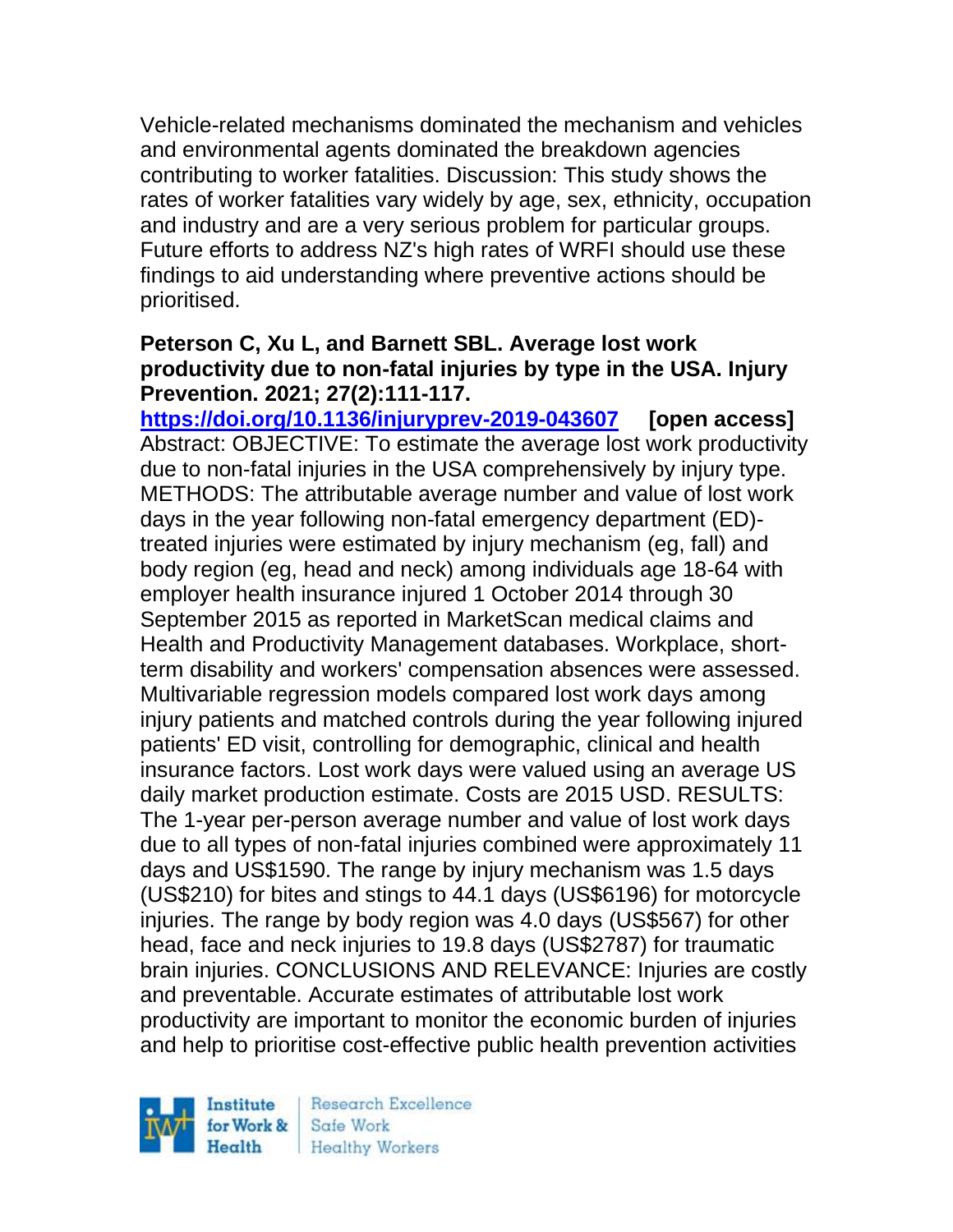Vehicle-related mechanisms dominated the mechanism and vehicles and environmental agents dominated the breakdown agencies contributing to worker fatalities. Discussion: This study shows the rates of worker fatalities vary widely by age, sex, ethnicity, occupation and industry and are a very serious problem for particular groups. Future efforts to address NZ's high rates of WRFI should use these findings to aid understanding where preventive actions should be prioritised.

**Peterson C, Xu L, and Barnett SBL. Average lost work productivity due to non-fatal injuries by type in the USA. Injury Prevention. 2021; 27(2):111-117.**

https://doi.org/10.1136/injuryprev-2019-043607 **[open access]**

Abstract: OBJECTIVE: To estimate the average lost work productivity due to non-fatal injuries in the USA comprehensively by injury type. METHODS: The attributable average number and value of lost work days in the year following non-fatal emergency department (ED)-treated injuries were estimated by injury mechanism (eg, fall) and body region (eg, head and neck) among individuals age 18-64 with employer health insurance injured 1 October 2014 through 30 September 2015 as reported in MarketScan medical claims and Health and Productivity Management databases. Workplace, short-term disability and workers' compensation absences were assessed. Multivariable regression models compared lost work days among injury patients and matched controls during the year following injured patients' ED visit, controlling for demographic, clinical and health insurance factors. Lost work days were valued using an average US daily market production estimate. Costs are 2015 USD. RESULTS: The 1-year per-person average number and value of lost work days due to all types of non-fatal injuries combined were approximately 11 days and US$1590. The range by injury mechanism was 1.5 days (US$210) for bites and stings to 44.1 days (US$6196) for motorcycle injuries. The range by body region was 4.0 days (US$567) for other head, face and neck injuries to 19.8 days (US$2787) for traumatic brain injuries. CONCLUSIONS AND RELEVANCE: Injuries are costly and preventable. Accurate estimates of attributable lost work productivity are important to monitor the economic burden of injuries and help to prioritise cost-effective public health prevention activities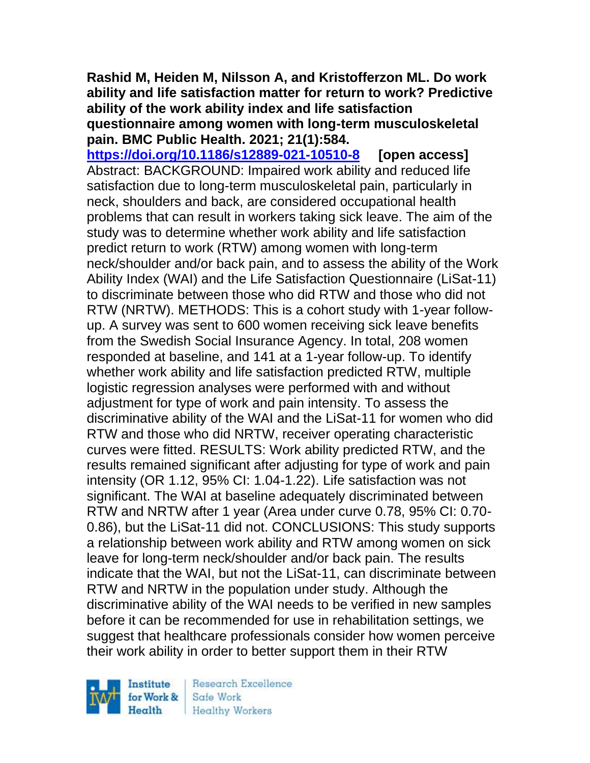**Rashid M, Heiden M, Nilsson A, and Kristofferzon ML. Do work ability and life satisfaction matter for return to work? Predictive ability of the work ability index and life satisfaction questionnaire among women with long-term musculoskeletal pain. BMC Public Health. 2021; 21(1):584.**
**https://doi.org/10.1186/s12889-021-10510-8** **[open access]**
Abstract: BACKGROUND: Impaired work ability and reduced life satisfaction due to long-term musculoskeletal pain, particularly in neck, shoulders and back, are considered occupational health problems that can result in workers taking sick leave. The aim of the study was to determine whether work ability and life satisfaction predict return to work (RTW) among women with long-term neck/shoulder and/or back pain, and to assess the ability of the Work Ability Index (WAI) and the Life Satisfaction Questionnaire (LiSat-11) to discriminate between those who did RTW and those who did not RTW (NRTW). METHODS: This is a cohort study with 1-year follow-up. A survey was sent to 600 women receiving sick leave benefits from the Swedish Social Insurance Agency. In total, 208 women responded at baseline, and 141 at a 1-year follow-up. To identify whether work ability and life satisfaction predicted RTW, multiple logistic regression analyses were performed with and without adjustment for type of work and pain intensity. To assess the discriminative ability of the WAI and the LiSat-11 for women who did RTW and those who did NRTW, receiver operating characteristic curves were fitted. RESULTS: Work ability predicted RTW, and the results remained significant after adjusting for type of work and pain intensity (OR 1.12, 95% CI: 1.04-1.22). Life satisfaction was not significant. The WAI at baseline adequately discriminated between RTW and NRTW after 1 year (Area under curve 0.78, 95% CI: 0.70-0.86), but the LiSat-11 did not. CONCLUSIONS: This study supports a relationship between work ability and RTW among women on sick leave for long-term neck/shoulder and/or back pain. The results indicate that the WAI, but not the LiSat-11, can discriminate between RTW and NRTW in the population under study. Although the discriminative ability of the WAI needs to be verified in new samples before it can be recommended for use in rehabilitation settings, we suggest that healthcare professionals consider how women perceive their work ability in order to better support them in their RTW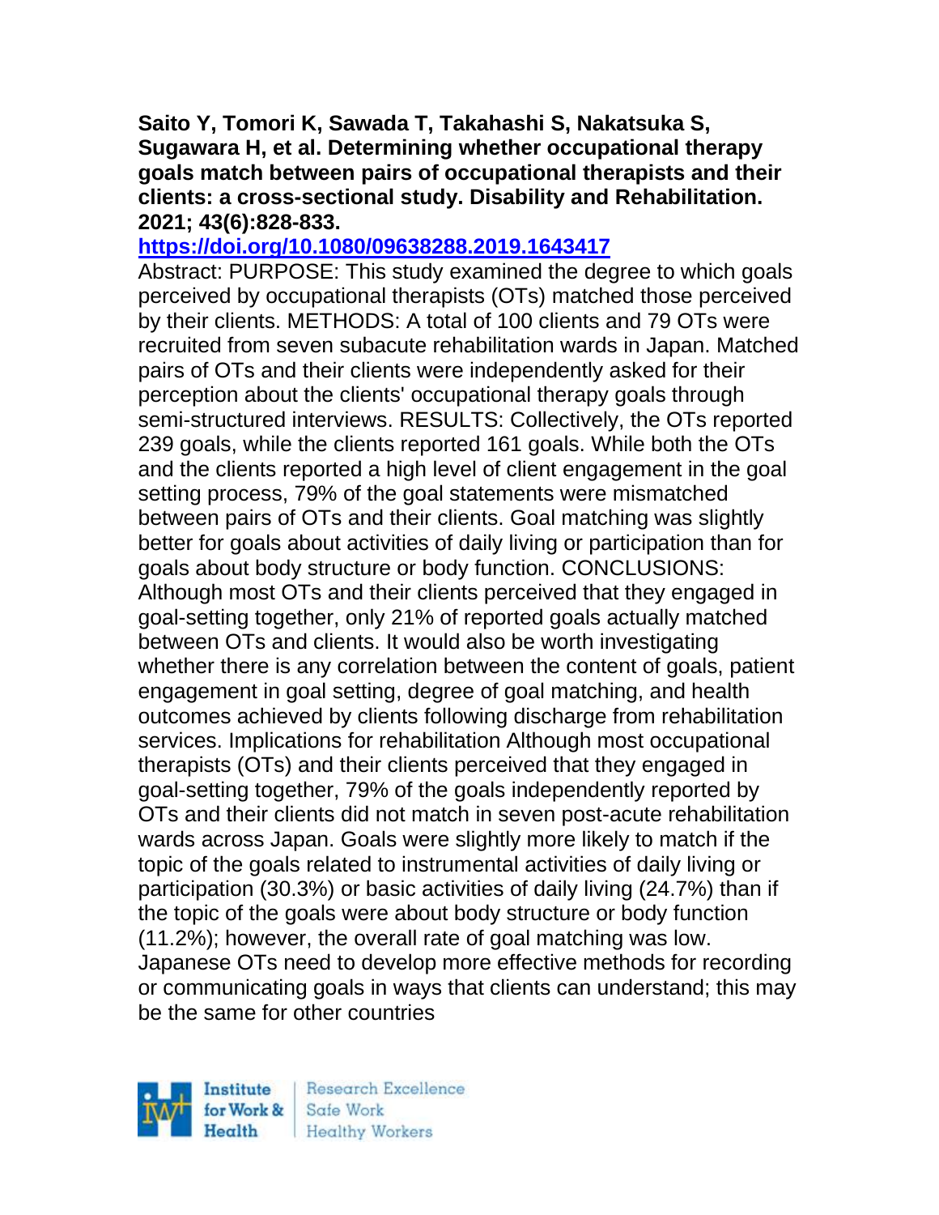**Saito Y, Tomori K, Sawada T, Takahashi S, Nakatsuka S, Sugawara H, et al. Determining whether occupational therapy goals match between pairs of occupational therapists and their clients: a cross-sectional study. Disability and Rehabilitation. 2021; 43(6):828-833.**

**https://doi.org/10.1080/09638288.2019.1643417**

Abstract: PURPOSE: This study examined the degree to which goals perceived by occupational therapists (OTs) matched those perceived by their clients. METHODS: A total of 100 clients and 79 OTs were recruited from seven subacute rehabilitation wards in Japan. Matched pairs of OTs and their clients were independently asked for their perception about the clients' occupational therapy goals through semi-structured interviews. RESULTS: Collectively, the OTs reported 239 goals, while the clients reported 161 goals. While both the OTs and the clients reported a high level of client engagement in the goal setting process, 79% of the goal statements were mismatched between pairs of OTs and their clients. Goal matching was slightly better for goals about activities of daily living or participation than for goals about body structure or body function. CONCLUSIONS: Although most OTs and their clients perceived that they engaged in goal-setting together, only 21% of reported goals actually matched between OTs and clients. It would also be worth investigating whether there is any correlation between the content of goals, patient engagement in goal setting, degree of goal matching, and health outcomes achieved by clients following discharge from rehabilitation services. Implications for rehabilitation Although most occupational therapists (OTs) and their clients perceived that they engaged in goal-setting together, 79% of the goals independently reported by OTs and their clients did not match in seven post-acute rehabilitation wards across Japan. Goals were slightly more likely to match if the topic of the goals related to instrumental activities of daily living or participation (30.3%) or basic activities of daily living (24.7%) than if the topic of the goals were about body structure or body function (11.2%); however, the overall rate of goal matching was low. Japanese OTs need to develop more effective methods for recording or communicating goals in ways that clients can understand; this may be the same for other countries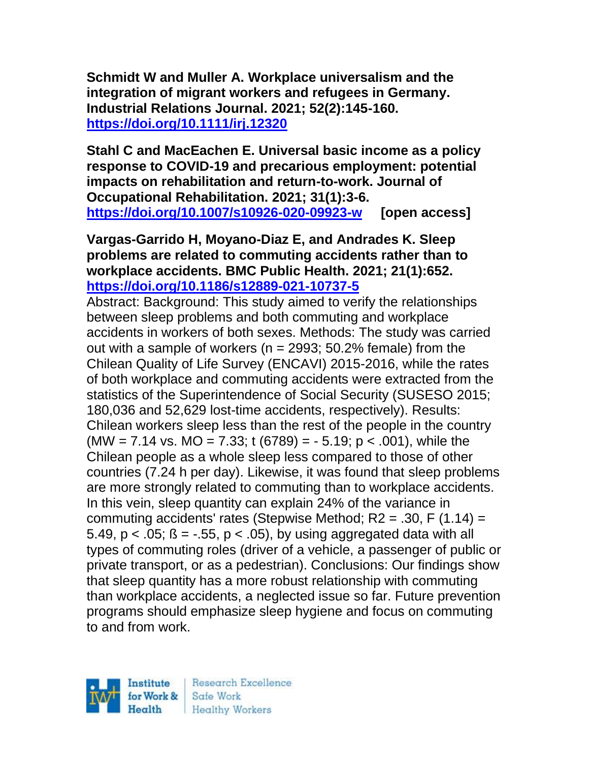**Schmidt W and Muller A. Workplace universalism and the integration of migrant workers and refugees in Germany. Industrial Relations Journal. 2021; 52(2):145-160. https://doi.org/10.1111/irj.12320**

**Stahl C and MacEachen E. Universal basic income as a policy response to COVID-19 and precarious employment: potential impacts on rehabilitation and return-to-work. Journal of Occupational Rehabilitation. 2021; 31(1):3-6. https://doi.org/10.1007/s10926-020-09923-w [open access]**

**Vargas-Garrido H, Moyano-Diaz E, and Andrades K. Sleep problems are related to commuting accidents rather than to workplace accidents. BMC Public Health. 2021; 21(1):652. https://doi.org/10.1186/s12889-021-10737-5**

Abstract: Background: This study aimed to verify the relationships between sleep problems and both commuting and workplace accidents in workers of both sexes. Methods: The study was carried out with a sample of workers (n = 2993; 50.2% female) from the Chilean Quality of Life Survey (ENCAVI) 2015-2016, while the rates of both workplace and commuting accidents were extracted from the statistics of the Superintendence of Social Security (SUSESO 2015; 180,036 and 52,629 lost-time accidents, respectively). Results: Chilean workers sleep less than the rest of the people in the country (MW = 7.14 vs. MO = 7.33; $t(6789) = -5.19$; $p < .001$), while the Chilean people as a whole sleep less compared to those of other countries (7.24 h per day). Likewise, it was found that sleep problems are more strongly related to commuting than to workplace accidents. In this vein, sleep quantity can explain 24% of the variance in commuting accidents' rates (Stepwise Method; $R2 = .30$, $F(1.14) = 5.49$, $p < .05$; $ß = -.55$, $p < .05$), by using aggregated data with all types of commuting roles (driver of a vehicle, a passenger of public or private transport, or as a pedestrian). Conclusions: Our findings show that sleep quantity has a more robust relationship with commuting than workplace accidents, a neglected issue so far. Future prevention programs should emphasize sleep hygiene and focus on commuting to and from work.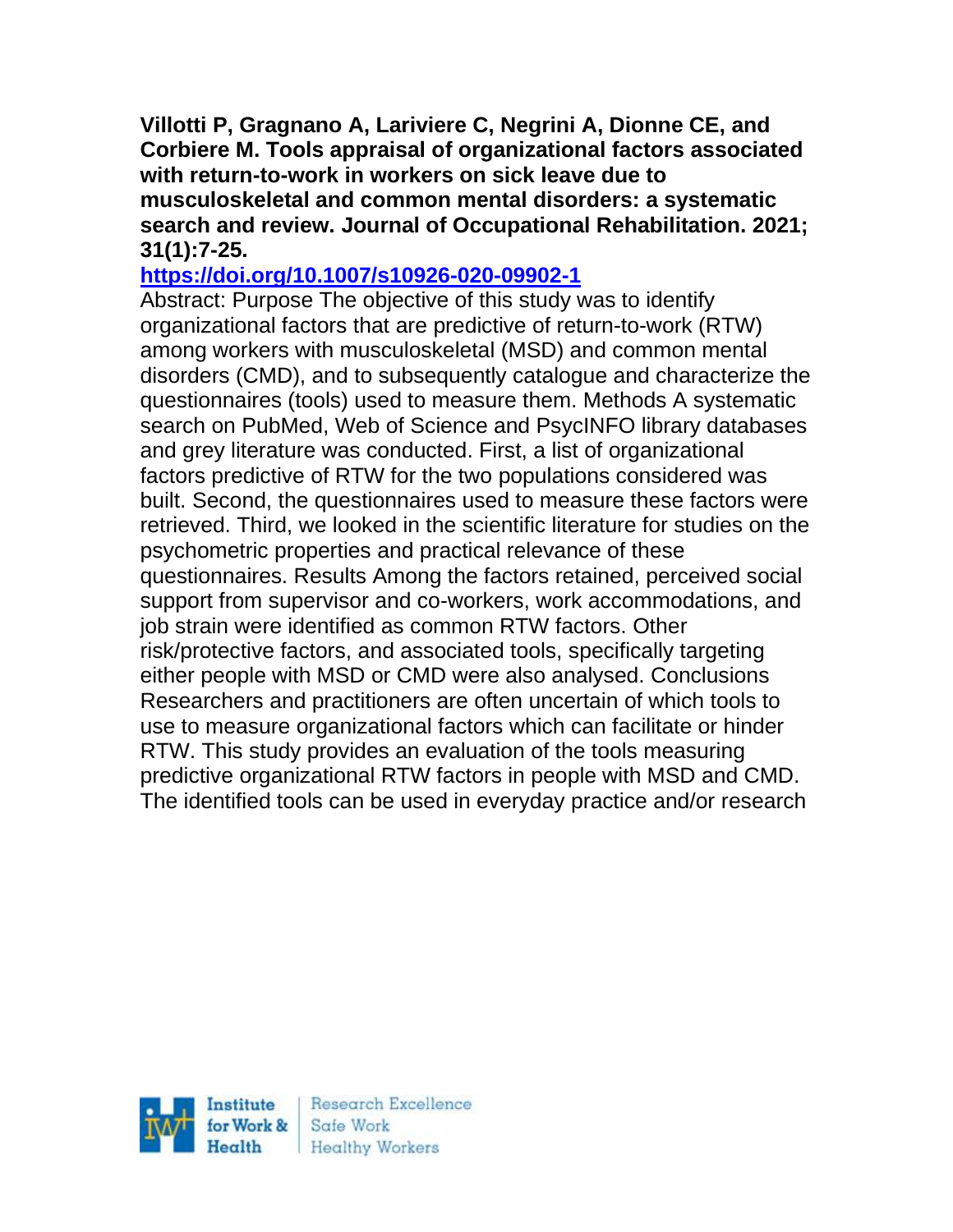**Villotti P, Gragnano A, Lariviere C, Negrini A, Dionne CE, and Corbiere M. Tools appraisal of organizational factors associated with return-to-work in workers on sick leave due to musculoskeletal and common mental disorders: a systematic search and review. Journal of Occupational Rehabilitation. 2021; 31(1):7-25.**

**https://doi.org/10.1007/s10926-020-09902-1**

Abstract: Purpose The objective of this study was to identify organizational factors that are predictive of return-to-work (RTW) among workers with musculoskeletal (MSD) and common mental disorders (CMD), and to subsequently catalogue and characterize the questionnaires (tools) used to measure them. Methods A systematic search on PubMed, Web of Science and PsycINFO library databases and grey literature was conducted. First, a list of organizational factors predictive of RTW for the two populations considered was built. Second, the questionnaires used to measure these factors were retrieved. Third, we looked in the scientific literature for studies on the psychometric properties and practical relevance of these questionnaires. Results Among the factors retained, perceived social support from supervisor and co-workers, work accommodations, and job strain were identified as common RTW factors. Other risk/protective factors, and associated tools, specifically targeting either people with MSD or CMD were also analysed. Conclusions Researchers and practitioners are often uncertain of which tools to use to measure organizational factors which can facilitate or hinder RTW. This study provides an evaluation of the tools measuring predictive organizational RTW factors in people with MSD and CMD. The identified tools can be used in everyday practice and/or research